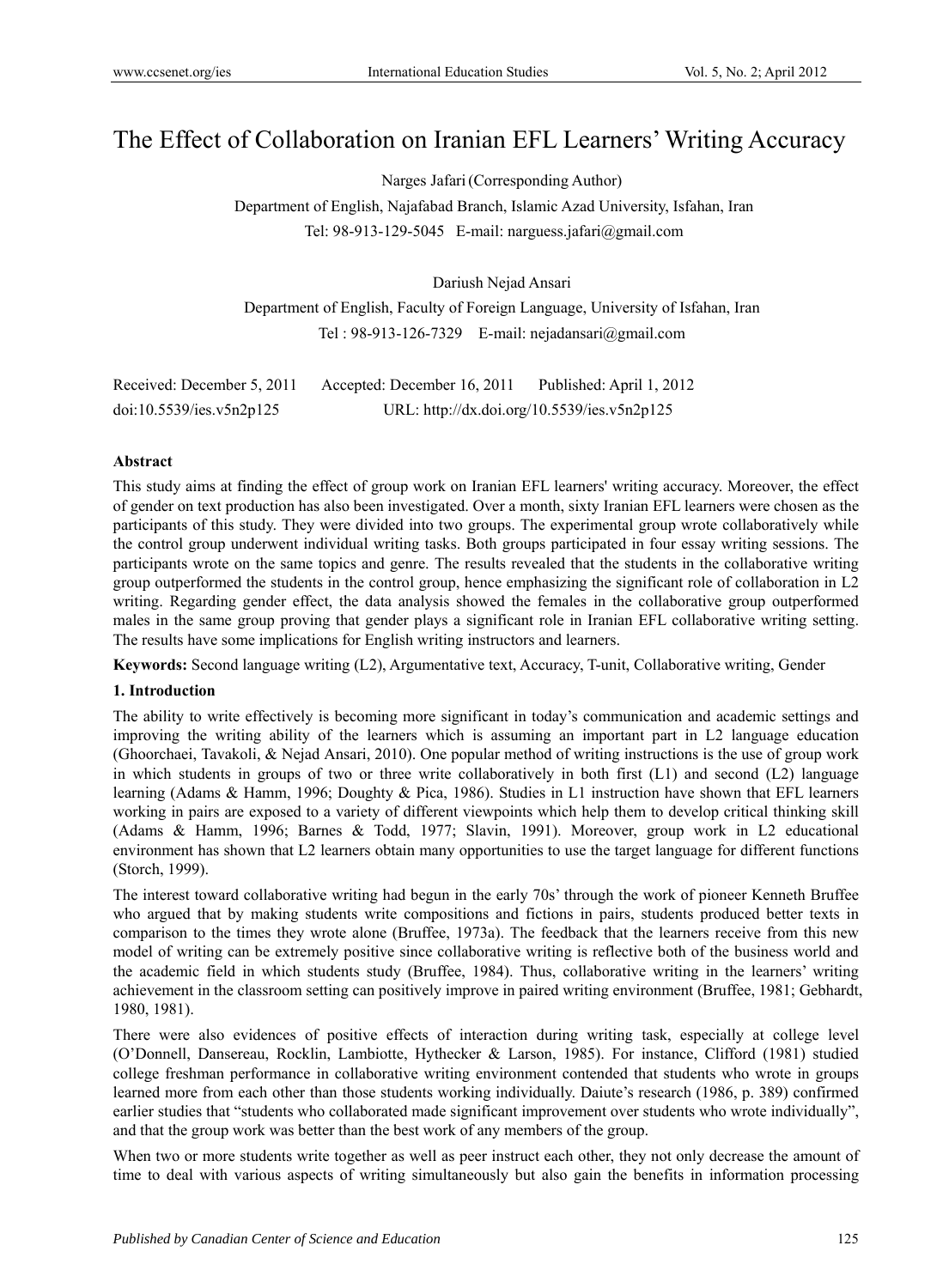# The Effect of Collaboration on Iranian EFL Learners' Writing Accuracy

Narges Jafari (Corresponding Author)

Department of English, Najafabad Branch, Islamic Azad University, Isfahan, Iran

Tel: 98-913-129-5045 E-mail: narguess.jafari@gmail.com

Dariush Nejad Ansari

Department of English, Faculty of Foreign Language, University of Isfahan, Iran

Tel : 98-913-126-7329 E-mail: nejadansari@gmail.com

Received: December 5, 2011 Accepted: December 16, 2011 Published: April 1, 2012

doi:10.5539/ies.v5n2p125 URL: http://dx.doi.org/10.5539/ies.v5n2p125

**Abstract**

This study aims at finding the effect of group work on Iranian EFL learners' writing accuracy. Moreover, the effect of gender on text production has also been investigated. Over a month, sixty Iranian EFL learners were chosen as the participants of this study. They were divided into two groups. The experimental group wrote collaboratively while the control group underwent individual writing tasks. Both groups participated in four essay writing sessions. The participants wrote on the same topics and genre. The results revealed that the students in the collaborative writing group outperformed the students in the control group, hence emphasizing the significant role of collaboration in L2 writing. Regarding gender effect, the data analysis showed the females in the collaborative group outperformed males in the same group proving that gender plays a significant role in Iranian EFL collaborative writing setting. The results have some implications for English writing instructors and learners.

**Keywords:** Second language writing (L2), Argumentative text, Accuracy, T-unit, Collaborative writing, Gender

## 1. Introduction

The ability to write effectively is becoming more significant in today's communication and academic settings and improving the writing ability of the learners which is assuming an important part in L2 language education (Ghoorchaei, Tavakoli, & Nejad Ansari, 2010). One popular method of writing instructions is the use of group work in which students in groups of two or three write collaboratively in both first (L1) and second (L2) language learning (Adams & Hamm, 1996; Doughty & Pica, 1986). Studies in L1 instruction have shown that EFL learners working in pairs are exposed to a variety of different viewpoints which help them to develop critical thinking skill (Adams & Hamm, 1996; Barnes & Todd, 1977; Slavin, 1991). Moreover, group work in L2 educational environment has shown that L2 learners obtain many opportunities to use the target language for different functions (Storch, 1999).

The interest toward collaborative writing had begun in the early 70s' through the work of pioneer Kenneth Bruffee who argued that by making students write compositions and fictions in pairs, students produced better texts in comparison to the times they wrote alone (Bruffee, 1973a). The feedback that the learners receive from this new model of writing can be extremely positive since collaborative writing is reflective both of the business world and the academic field in which students study (Bruffee, 1984). Thus, collaborative writing in the learners' writing achievement in the classroom setting can positively improve in paired writing environment (Bruffee, 1981; Gebhardt, 1980, 1981).

There were also evidences of positive effects of interaction during writing task, especially at college level (O'Donnell, Dansereau, Rocklin, Lambiotte, Hythecker & Larson, 1985). For instance, Clifford (1981) studied college freshman performance in collaborative writing environment contended that students who wrote in groups learned more from each other than those students working individually. Daiute's research (1986, p. 389) confirmed earlier studies that "students who collaborated made significant improvement over students who wrote individually", and that the group work was better than the best work of any members of the group.

When two or more students write together as well as peer instruct each other, they not only decrease the amount of time to deal with various aspects of writing simultaneously but also gain the benefits in information processing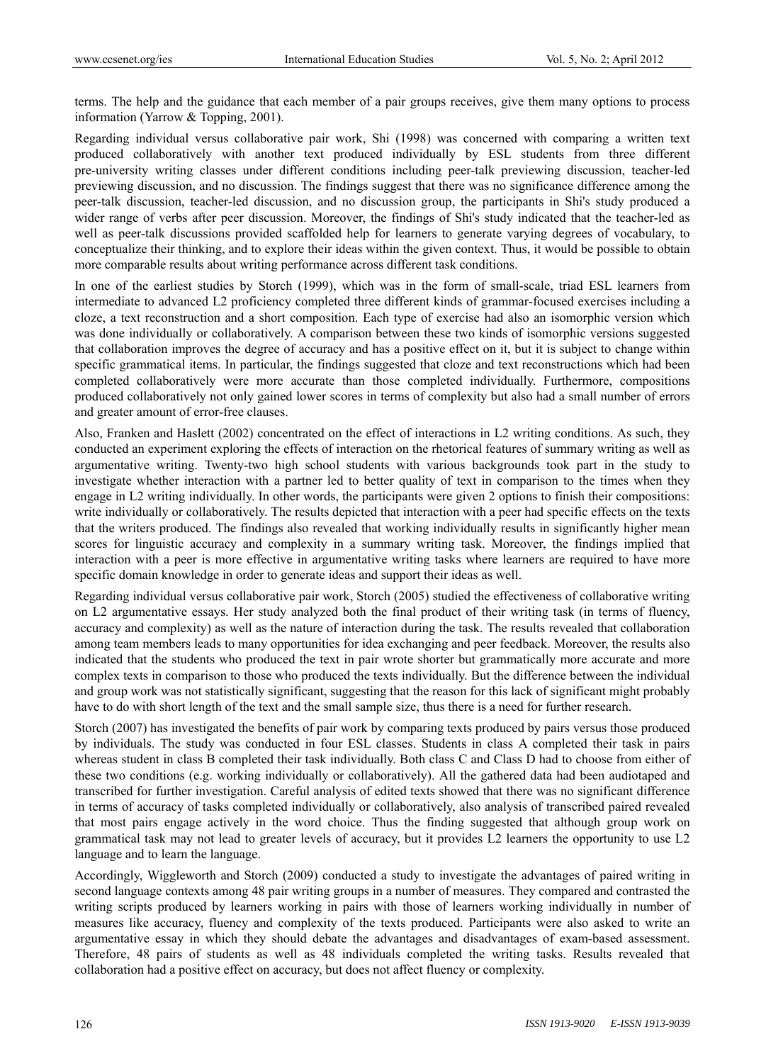terms. The help and the guidance that each member of a pair groups receives, give them many options to process information (Yarrow & Topping, 2001).

Regarding individual versus collaborative pair work, Shi (1998) was concerned with comparing a written text produced collaboratively with another text produced individually by ESL students from three different pre-university writing classes under different conditions including peer-talk previewing discussion, teacher-led previewing discussion, and no discussion. The findings suggest that there was no significance difference among the peer-talk discussion, teacher-led discussion, and no discussion group, the participants in Shi's study produced a wider range of verbs after peer discussion. Moreover, the findings of Shi's study indicated that the teacher-led as well as peer-talk discussions provided scaffolded help for learners to generate varying degrees of vocabulary, to conceptualize their thinking, and to explore their ideas within the given context. Thus, it would be possible to obtain more comparable results about writing performance across different task conditions.

In one of the earliest studies by Storch (1999), which was in the form of small-scale, triad ESL learners from intermediate to advanced L2 proficiency completed three different kinds of grammar-focused exercises including a cloze, a text reconstruction and a short composition. Each type of exercise had also an isomorphic version which was done individually or collaboratively. A comparison between these two kinds of isomorphic versions suggested that collaboration improves the degree of accuracy and has a positive effect on it, but it is subject to change within specific grammatical items. In particular, the findings suggested that cloze and text reconstructions which had been completed collaboratively were more accurate than those completed individually. Furthermore, compositions produced collaboratively not only gained lower scores in terms of complexity but also had a small number of errors and greater amount of error-free clauses.

Also, Franken and Haslett (2002) concentrated on the effect of interactions in L2 writing conditions. As such, they conducted an experiment exploring the effects of interaction on the rhetorical features of summary writing as well as argumentative writing. Twenty-two high school students with various backgrounds took part in the study to investigate whether interaction with a partner led to better quality of text in comparison to the times when they engage in L2 writing individually. In other words, the participants were given 2 options to finish their compositions: write individually or collaboratively. The results depicted that interaction with a peer had specific effects on the texts that the writers produced. The findings also revealed that working individually results in significantly higher mean scores for linguistic accuracy and complexity in a summary writing task. Moreover, the findings implied that interaction with a peer is more effective in argumentative writing tasks where learners are required to have more specific domain knowledge in order to generate ideas and support their ideas as well.

Regarding individual versus collaborative pair work, Storch (2005) studied the effectiveness of collaborative writing on L2 argumentative essays. Her study analyzed both the final product of their writing task (in terms of fluency, accuracy and complexity) as well as the nature of interaction during the task. The results revealed that collaboration among team members leads to many opportunities for idea exchanging and peer feedback. Moreover, the results also indicated that the students who produced the text in pair wrote shorter but grammatically more accurate and more complex texts in comparison to those who produced the texts individually. But the difference between the individual and group work was not statistically significant, suggesting that the reason for this lack of significant might probably have to do with short length of the text and the small sample size, thus there is a need for further research.

Storch (2007) has investigated the benefits of pair work by comparing texts produced by pairs versus those produced by individuals. The study was conducted in four ESL classes. Students in class A completed their task in pairs whereas student in class B completed their task individually. Both class C and Class D had to choose from either of these two conditions (e.g. working individually or collaboratively). All the gathered data had been audiotaped and transcribed for further investigation. Careful analysis of edited texts showed that there was no significant difference in terms of accuracy of tasks completed individually or collaboratively, also analysis of transcribed paired revealed that most pairs engage actively in the word choice. Thus the finding suggested that although group work on grammatical task may not lead to greater levels of accuracy, but it provides L2 learners the opportunity to use L2 language and to learn the language.

Accordingly, Wiggleworth and Storch (2009) conducted a study to investigate the advantages of paired writing in second language contexts among 48 pair writing groups in a number of measures. They compared and contrasted the writing scripts produced by learners working in pairs with those of learners working individually in number of measures like accuracy, fluency and complexity of the texts produced. Participants were also asked to write an argumentative essay in which they should debate the advantages and disadvantages of exam-based assessment. Therefore, 48 pairs of students as well as 48 individuals completed the writing tasks. Results revealed that collaboration had a positive effect on accuracy, but does not affect fluency or complexity.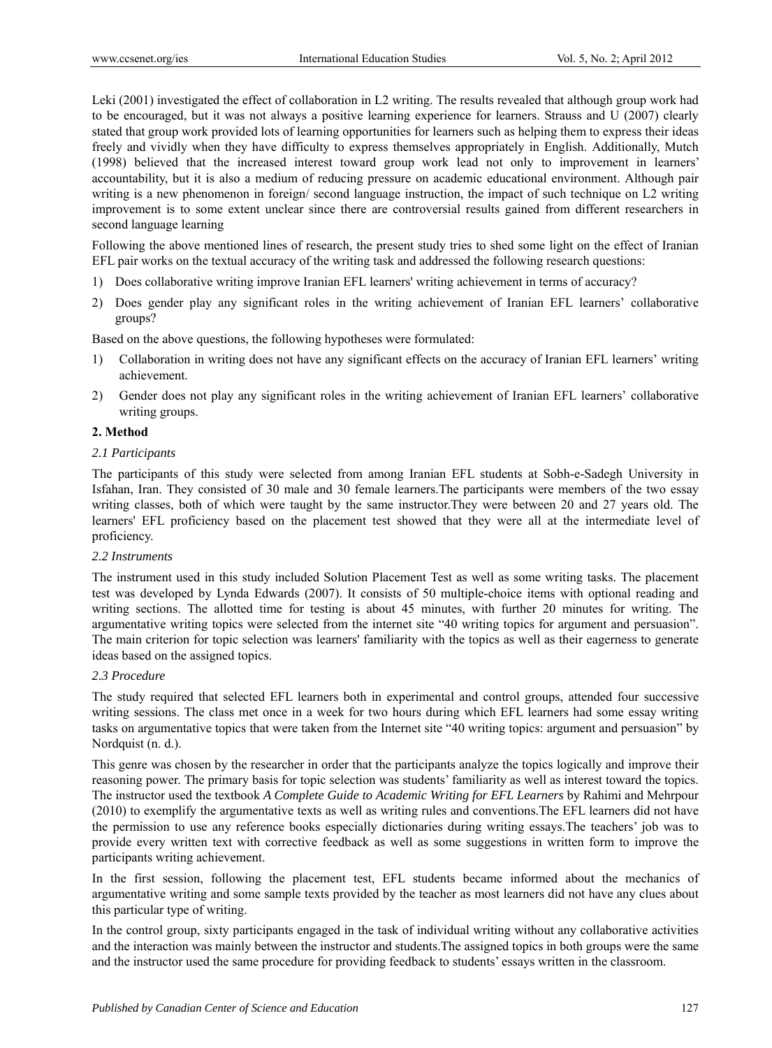Leki (2001) investigated the effect of collaboration in L2 writing. The results revealed that although group work had to be encouraged, but it was not always a positive learning experience for learners. Strauss and U (2007) clearly stated that group work provided lots of learning opportunities for learners such as helping them to express their ideas freely and vividly when they have difficulty to express themselves appropriately in English. Additionally, Mutch (1998) believed that the increased interest toward group work lead not only to improvement in learners' accountability, but it is also a medium of reducing pressure on academic educational environment. Although pair writing is a new phenomenon in foreign/ second language instruction, the impact of such technique on L2 writing improvement is to some extent unclear since there are controversial results gained from different researchers in second language learning

Following the above mentioned lines of research, the present study tries to shed some light on the effect of Iranian EFL pair works on the textual accuracy of the writing task and addressed the following research questions:

1) Does collaborative writing improve Iranian EFL learners' writing achievement in terms of accuracy?
2) Does gender play any significant roles in the writing achievement of Iranian EFL learners' collaborative groups?

Based on the above questions, the following hypotheses were formulated:

1) Collaboration in writing does not have any significant effects on the accuracy of Iranian EFL learners' writing achievement.
2) Gender does not play any significant roles in the writing achievement of Iranian EFL learners' collaborative writing groups.

## 2. Method

### *2.1 Participants*

The participants of this study were selected from among Iranian EFL students at Sobh-e-Sadegh University in Isfahan, Iran. They consisted of 30 male and 30 female learners.The participants were members of the two essay writing classes, both of which were taught by the same instructor.They were between 20 and 27 years old. The learners' EFL proficiency based on the placement test showed that they were all at the intermediate level of proficiency.

### *2.2 Instruments*

The instrument used in this study included Solution Placement Test as well as some writing tasks. The placement test was developed by Lynda Edwards (2007). It consists of 50 multiple-choice items with optional reading and writing sections. The allotted time for testing is about 45 minutes, with further 20 minutes for writing. The argumentative writing topics were selected from the internet site "40 writing topics for argument and persuasion". The main criterion for topic selection was learners' familiarity with the topics as well as their eagerness to generate ideas based on the assigned topics.

### *2.3 Procedure*

The study required that selected EFL learners both in experimental and control groups, attended four successive writing sessions. The class met once in a week for two hours during which EFL learners had some essay writing tasks on argumentative topics that were taken from the Internet site "40 writing topics: argument and persuasion" by Nordquist (n. d.).

This genre was chosen by the researcher in order that the participants analyze the topics logically and improve their reasoning power. The primary basis for topic selection was students' familiarity as well as interest toward the topics. The instructor used the textbook *A Complete Guide to Academic Writing for EFL Learners* by Rahimi and Mehrpour (2010) to exemplify the argumentative texts as well as writing rules and conventions.The EFL learners did not have the permission to use any reference books especially dictionaries during writing essays.The teachers' job was to provide every written text with corrective feedback as well as some suggestions in written form to improve the participants writing achievement.

In the first session, following the placement test, EFL students became informed about the mechanics of argumentative writing and some sample texts provided by the teacher as most learners did not have any clues about this particular type of writing.

In the control group, sixty participants engaged in the task of individual writing without any collaborative activities and the interaction was mainly between the instructor and students.The assigned topics in both groups were the same and the instructor used the same procedure for providing feedback to students' essays written in the classroom.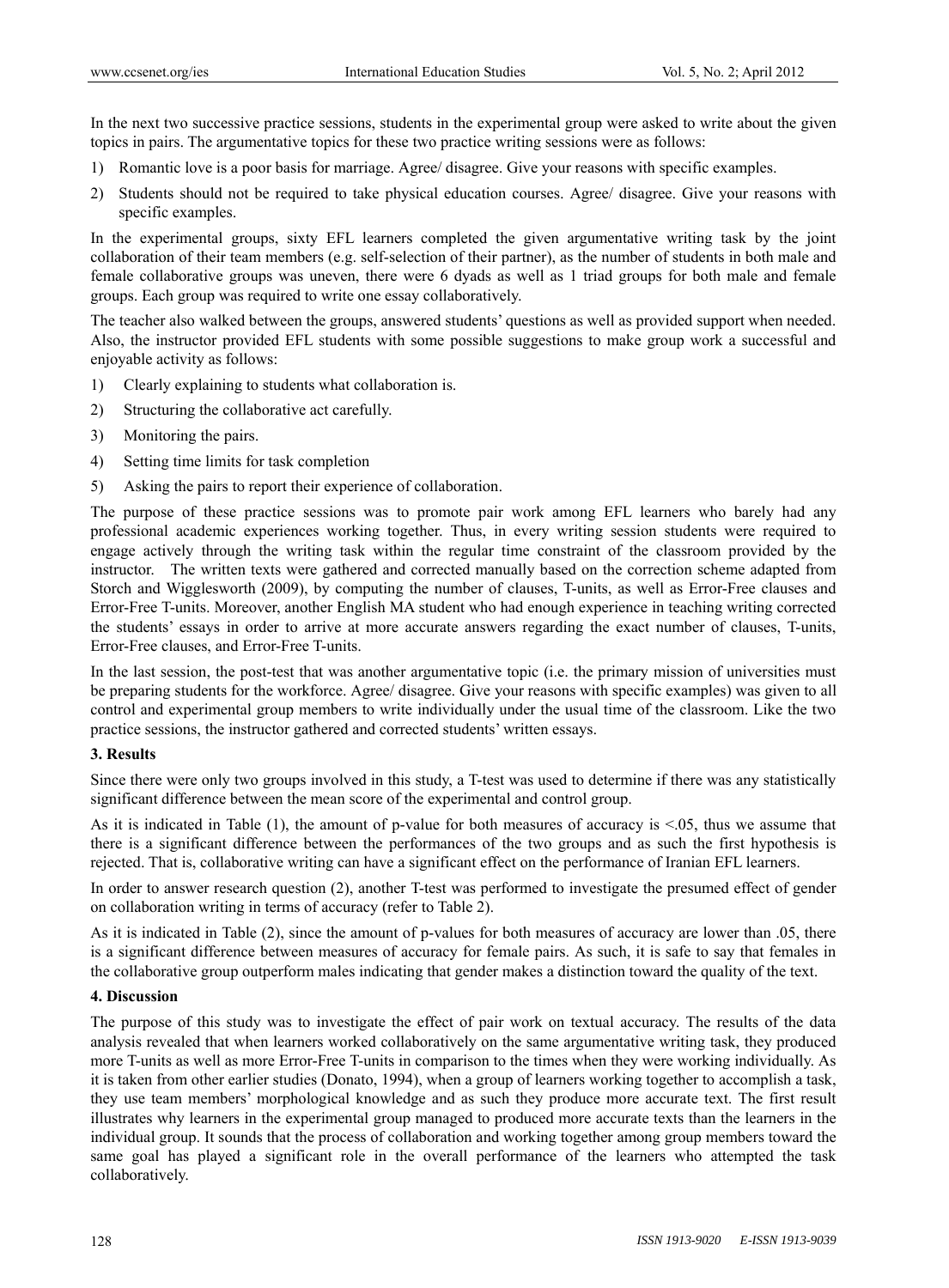In the next two successive practice sessions, students in the experimental group were asked to write about the given topics in pairs. The argumentative topics for these two practice writing sessions were as follows:

1) Romantic love is a poor basis for marriage. Agree/ disagree. Give your reasons with specific examples.
2) Students should not be required to take physical education courses. Agree/ disagree. Give your reasons with specific examples.

In the experimental groups, sixty EFL learners completed the given argumentative writing task by the joint collaboration of their team members (e.g. self-selection of their partner), as the number of students in both male and female collaborative groups was uneven, there were 6 dyads as well as 1 triad groups for both male and female groups. Each group was required to write one essay collaboratively.

The teacher also walked between the groups, answered students' questions as well as provided support when needed. Also, the instructor provided EFL students with some possible suggestions to make group work a successful and enjoyable activity as follows:

1) Clearly explaining to students what collaboration is.
2) Structuring the collaborative act carefully.
3) Monitoring the pairs.
4) Setting time limits for task completion
5) Asking the pairs to report their experience of collaboration.

The purpose of these practice sessions was to promote pair work among EFL learners who barely had any professional academic experiences working together. Thus, in every writing session students were required to engage actively through the writing task within the regular time constraint of the classroom provided by the instructor. The written texts were gathered and corrected manually based on the correction scheme adapted from Storch and Wigglesworth (2009), by computing the number of clauses, T-units, as well as Error-Free clauses and Error-Free T-units. Moreover, another English MA student who had enough experience in teaching writing corrected the students' essays in order to arrive at more accurate answers regarding the exact number of clauses, T-units, Error-Free clauses, and Error-Free T-units.

In the last session, the post-test that was another argumentative topic (i.e. the primary mission of universities must be preparing students for the workforce. Agree/ disagree. Give your reasons with specific examples) was given to all control and experimental group members to write individually under the usual time of the classroom. Like the two practice sessions, the instructor gathered and corrected students' written essays.

### 3. Results

Since there were only two groups involved in this study, a T-test was used to determine if there was any statistically significant difference between the mean score of the experimental and control group.

As it is indicated in Table (1), the amount of p-value for both measures of accuracy is $<.05$, thus we assume that there is a significant difference between the performances of the two groups and as such the first hypothesis is rejected. That is, collaborative writing can have a significant effect on the performance of Iranian EFL learners.

In order to answer research question (2), another T-test was performed to investigate the presumed effect of gender on collaboration writing in terms of accuracy (refer to Table 2).

As it is indicated in Table (2), since the amount of p-values for both measures of accuracy are lower than .05, there is a significant difference between measures of accuracy for female pairs. As such, it is safe to say that females in the collaborative group outperform males indicating that gender makes a distinction toward the quality of the text.

### 4. Discussion

The purpose of this study was to investigate the effect of pair work on textual accuracy. The results of the data analysis revealed that when learners worked collaboratively on the same argumentative writing task, they produced more T-units as well as more Error-Free T-units in comparison to the times when they were working individually. As it is taken from other earlier studies (Donato, 1994), when a group of learners working together to accomplish a task, they use team members' morphological knowledge and as such they produce more accurate text. The first result illustrates why learners in the experimental group managed to produced more accurate texts than the learners in the individual group. It sounds that the process of collaboration and working together among group members toward the same goal has played a significant role in the overall performance of the learners who attempted the task collaboratively.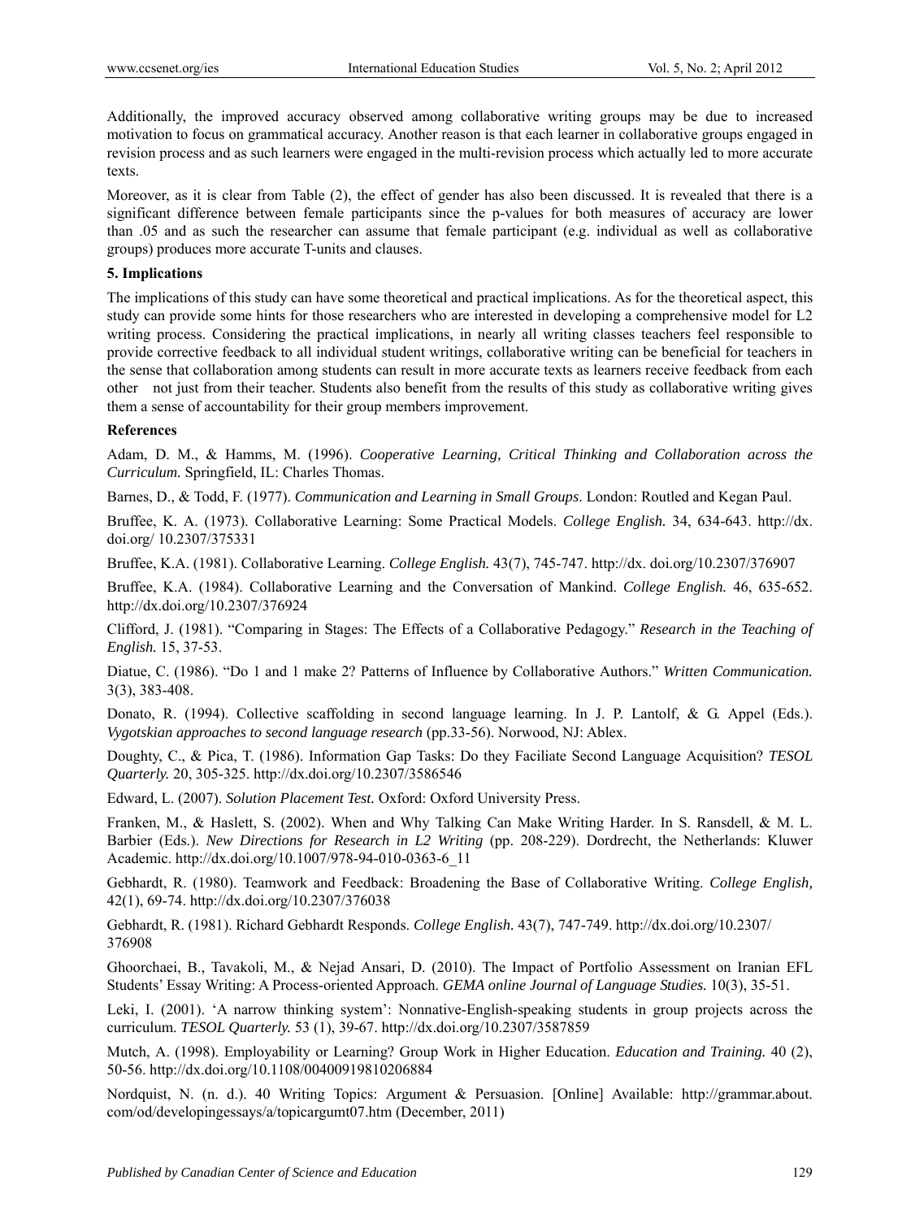Additionally, the improved accuracy observed among collaborative writing groups may be due to increased motivation to focus on grammatical accuracy. Another reason is that each learner in collaborative groups engaged in revision process and as such learners were engaged in the multi-revision process which actually led to more accurate texts.

Moreover, as it is clear from Table (2), the effect of gender has also been discussed. It is revealed that there is a significant difference between female participants since the p-values for both measures of accuracy are lower than .05 and as such the researcher can assume that female participant (e.g. individual as well as collaborative groups) produces more accurate T-units and clauses.

## 5. Implications

The implications of this study can have some theoretical and practical implications. As for the theoretical aspect, this study can provide some hints for those researchers who are interested in developing a comprehensive model for L2 writing process. Considering the practical implications, in nearly all writing classes teachers feel responsible to provide corrective feedback to all individual student writings, collaborative writing can be beneficial for teachers in the sense that collaboration among students can result in more accurate texts as learners receive feedback from each other not just from their teacher. Students also benefit from the results of this study as collaborative writing gives them a sense of accountability for their group members improvement.

## References

Adam, D. M., & Hamms, M. (1996). *Cooperative Learning, Critical Thinking and Collaboration across the Curriculum.* Springfield, IL: Charles Thomas.

Barnes, D., & Todd, F. (1977). *Communication and Learning in Small Groups*. London: Routled and Kegan Paul.

Bruffee, K. A. (1973). Collaborative Learning: Some Practical Models. *College English.* 34, 634-643. http://dx.doi.org/ 10.2307/375331

Bruffee, K.A. (1981). Collaborative Learning. *College English.* 43(7), 745-747. http://dx. doi.org/10.2307/376907

Bruffee, K.A. (1984). Collaborative Learning and the Conversation of Mankind. *College English.* 46, 635-652. http://dx.doi.org/10.2307/376924

Clifford, J. (1981). "Comparing in Stages: The Effects of a Collaborative Pedagogy." *Research in the Teaching of English.* 15, 37-53.

Diatue, C. (1986). "Do 1 and 1 make 2? Patterns of Influence by Collaborative Authors." *Written Communication.* 3(3), 383-408.

Donato, R. (1994). Collective scaffolding in second language learning. In J. P. Lantolf, & G. Appel (Eds.). *Vygotskian approaches to second language research* (pp.33-56). Norwood, NJ: Ablex.

Doughty, C., & Pica, T. (1986). Information Gap Tasks: Do they Faciliate Second Language Acquisition? *TESOL Quarterly.* 20, 305-325. http://dx.doi.org/10.2307/3586546

Edward, L. (2007). *Solution Placement Test.* Oxford: Oxford University Press.

Franken, M., & Haslett, S. (2002). When and Why Talking Can Make Writing Harder. In S. Ransdell, & M. L. Barbier (Eds.). *New Directions for Research in L2 Writing* (pp. 208-229). Dordrecht, the Netherlands: Kluwer Academic. http://dx.doi.org/10.1007/978-94-010-0363-6_11

Gebhardt, R. (1980). Teamwork and Feedback: Broadening the Base of Collaborative Writing. *College English,* 42(1), 69-74. http://dx.doi.org/10.2307/376038

Gebhardt, R. (1981). Richard Gebhardt Responds. *College English.* 43(7), 747-749. http://dx.doi.org/10.2307/376908

Ghoorchaei, B., Tavakoli, M., & Nejad Ansari, D. (2010). The Impact of Portfolio Assessment on Iranian EFL Students' Essay Writing: A Process-oriented Approach. *GEMA online Journal of Language Studies.* 10(3), 35-51.

Leki, I. (2001). 'A narrow thinking system': Nonnative-English-speaking students in group projects across the curriculum. *TESOL Quarterly.* 53 (1), 39-67. http://dx.doi.org/10.2307/3587859

Mutch, A. (1998). Employability or Learning? Group Work in Higher Education. *Education and Training.* 40 (2), 50-56. http://dx.doi.org/10.1108/00400919810206884

Nordquist, N. (n. d.). 40 Writing Topics: Argument & Persuasion. [Online] Available: http://grammar.about.com/od/developingessays/a/topicargumt07.htm (December, 2011)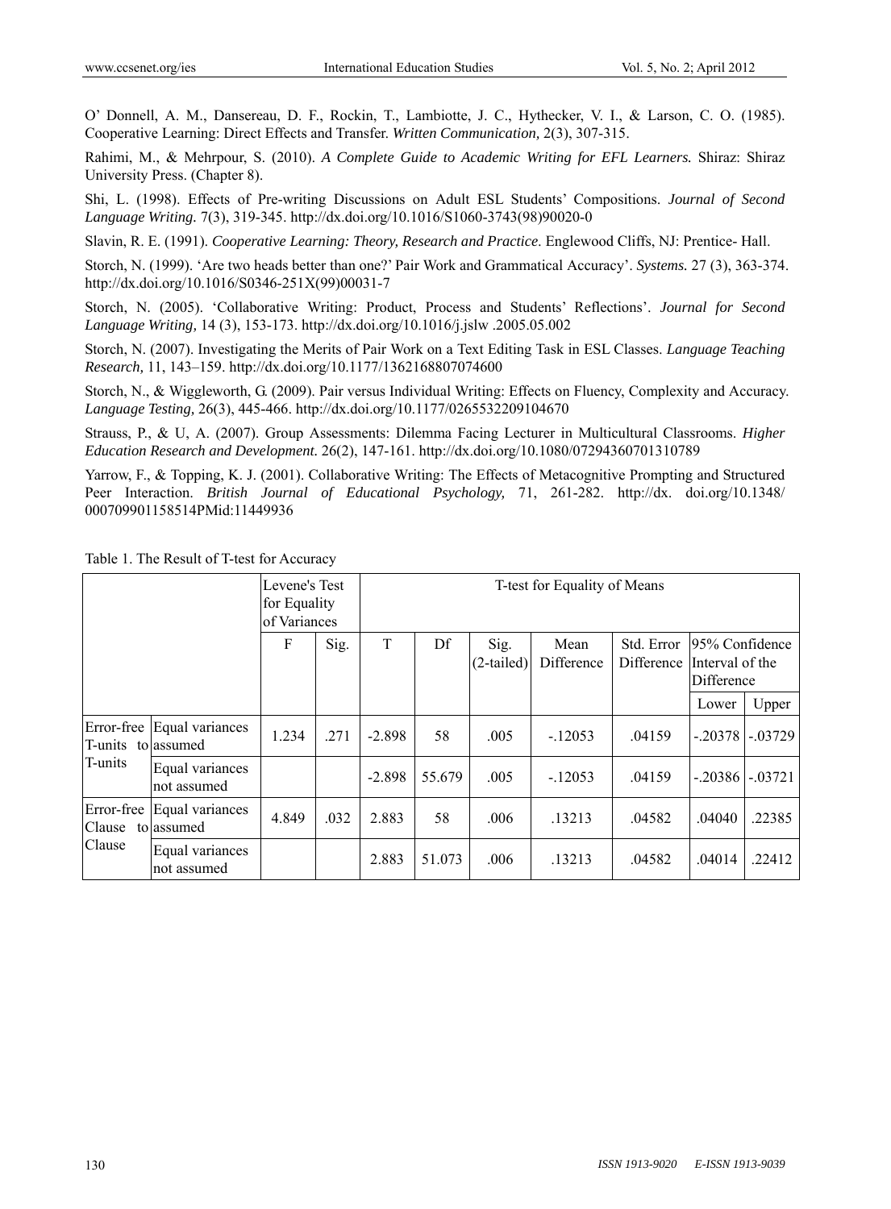O' Donnell, A. M., Dansereau, D. F., Rockin, T., Lambiotte, J. C., Hythecker, V. I., & Larson, C. O. (1985). Cooperative Learning: Direct Effects and Transfer. *Written Communication,* 2(3), 307-315.

Rahimi, M., & Mehrpour, S. (2010). *A Complete Guide to Academic Writing for EFL Learners.* Shiraz: Shiraz University Press. (Chapter 8).

Shi, L. (1998). Effects of Pre-writing Discussions on Adult ESL Students' Compositions. *Journal of Second Language Writing.* 7(3), 319-345. http://dx.doi.org/10.1016/S1060-3743(98)90020-0

Slavin, R. E. (1991). *Cooperative Learning: Theory, Research and Practice*. Englewood Cliffs, NJ: Prentice- Hall.

Storch, N. (1999). 'Are two heads better than one?' Pair Work and Grammatical Accuracy'. *Systems.* 27 (3), 363-374. http://dx.doi.org/10.1016/S0346-251X(99)00031-7

Storch, N. (2005). 'Collaborative Writing: Product, Process and Students' Reflections'. *Journal for Second Language Writing,* 14 (3), 153-173. http://dx.doi.org/10.1016/j.jslw .2005.05.002

Storch, N. (2007). Investigating the Merits of Pair Work on a Text Editing Task in ESL Classes. *Language Teaching Research,* 11, 143–159. http://dx.doi.org/10.1177/1362168807074600

Storch, N., & Wiggleworth, G. (2009). Pair versus Individual Writing: Effects on Fluency, Complexity and Accuracy. *Language Testing,* 26(3), 445-466. http://dx.doi.org/10.1177/0265532209104670

Strauss, P., & U, A. (2007). Group Assessments: Dilemma Facing Lecturer in Multicultural Classrooms. *Higher Education Research and Development.* 26(2), 147-161. http://dx.doi.org/10.1080/07294360701310789

Yarrow, F., & Topping, K. J. (2001). Collaborative Writing: The Effects of Metacognitive Prompting and Structured Peer Interaction. *British Journal of Educational Psychology,* 71, 261-282. http://dx. doi.org/10.1348/ 000709901158514PMid:11449936

Table 1. The Result of T-test for Accuracy

| | | Levene's Test for Equality of Variances | | T-test for Equality of Means | | | | | | |
|---|---|---|---|---|---|---|---|---|---|---|
| | | F | Sig. | T | Df | Sig. (2-tailed) | Mean Difference | Std. Error Difference | 95% Confidence Interval of the Difference | |
| | | | | | | | | | Lower | Upper |
| Error-free T-units to T-units | Equal variances assumed | 1.234 | .271 | -2.898 | 58 | .005 | -.12053 | .04159 | -.20378 | -.03729 |
| | Equal variances not assumed | | | -2.898 | 55.679 | .005 | -.12053 | .04159 | -.20386 | -.03721 |
| Error-free Clause to Clause | Equal variances assumed | 4.849 | .032 | 2.883 | 58 | .006 | .13213 | .04582 | .04040 | .22385 |
| | Equal variances not assumed | | | 2.883 | 51.073 | .006 | .13213 | .04582 | .04014 | .22412 |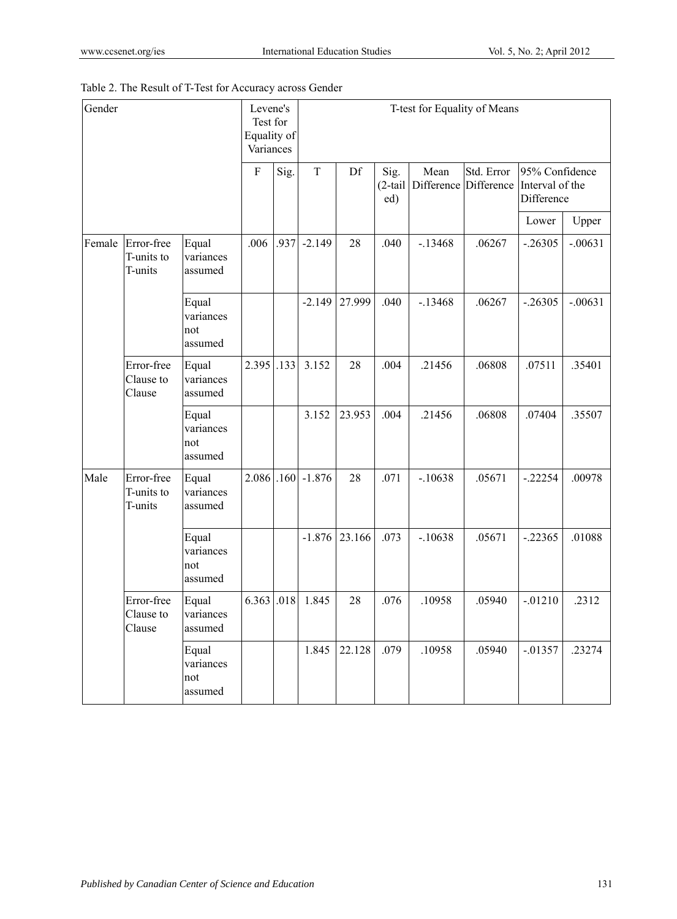Table 2. The Result of T-Test for Accuracy across Gender

| Gender | | | Levene's Test for Equality of Variances | | T-test for Equality of Means | | | | | | |
|---|---|---|---|---|---|---|---|---|---|---|---|
| | | | F | Sig. | T | Df | Sig. (2-tailed) | Mean Difference | Std. Error Difference | 95% Confidence Interval of the Difference | |
| | | | | | | | | | | Lower | Upper |
| Female | Error-free T-units to T-units | Equal variances assumed | .006 | .937 | -2.149 | 28 | .040 | -.13468 | .06267 | -.26305 | -.00631 |
| | | Equal variances not assumed | | | -2.149 | 27.999 | .040 | -.13468 | .06267 | -.26305 | -.00631 |
| | Error-free Clause to Clause | Equal variances assumed | 2.395 | .133 | 3.152 | 28 | .004 | .21456 | .06808 | .07511 | .35401 |
| | | Equal variances not assumed | | | 3.152 | 23.953 | .004 | .21456 | .06808 | .07404 | .35507 |
| Male | Error-free T-units to T-units | Equal variances assumed | 2.086 | .160 | -1.876 | 28 | .071 | -.10638 | .05671 | -.22254 | .00978 |
| | | Equal variances not assumed | | | -1.876 | 23.166 | .073 | -.10638 | .05671 | -.22365 | .01088 |
| | Error-free Clause to Clause | Equal variances assumed | 6.363 | .018 | 1.845 | 28 | .076 | .10958 | .05940 | -.01210 | .2312 |
| | | Equal variances not assumed | | | 1.845 | 22.128 | .079 | .10958 | .05940 | -.01357 | .23274 |